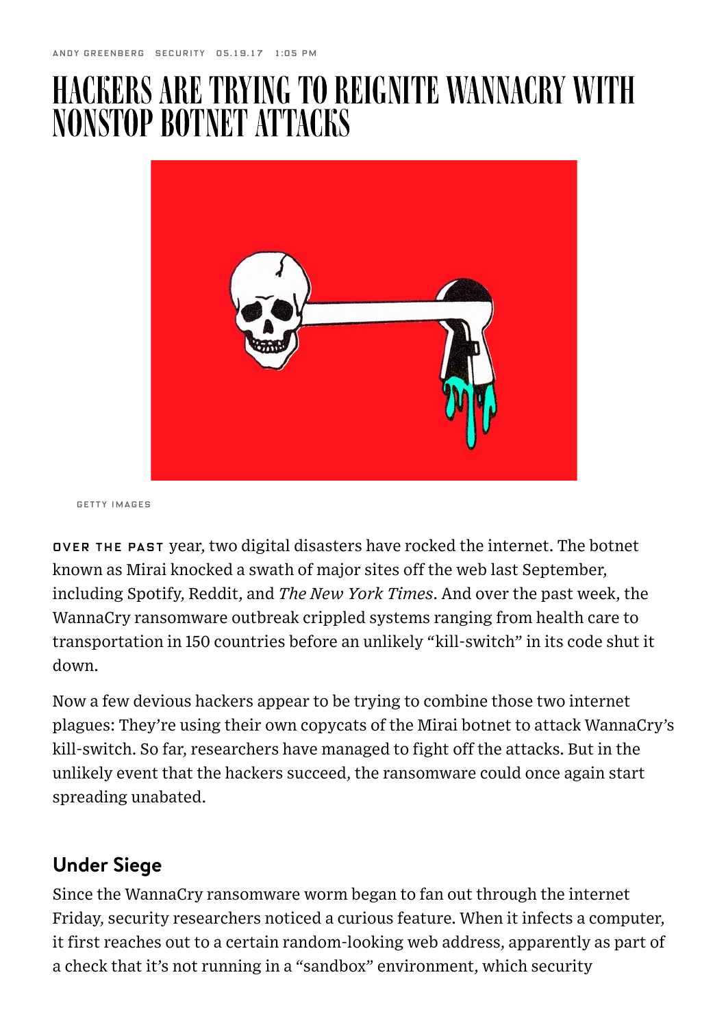ANDY GREENBERG SECURITY 05.19.17 1:05 PM

# HACKERS ARE TRYING TO REIGNITE WANNACRY WITH NONSTOP BOTNET ATTACKS

GETTY IMAGES

OVER THE PAST year, two digital disasters have rocked the internet. The botnet known as Mirai knocked a swath of major sites off the web last September, including Spotify, Reddit, and *The New York Times*. And over the past week, the WannaCry ransomware outbreak crippled systems ranging from health care to transportation in 150 countries before an unlikely "kill-switch" in its code shut it down.

Now a few devious hackers appear to be trying to combine those two internet plagues: They're using their own copycats of the Mirai botnet to attack WannaCry's kill-switch. So far, researchers have managed to fight off the attacks. But in the unlikely event that the hackers succeed, the ransomware could once again start spreading unabated.

## Under Siege

Since the WannaCry ransomware worm began to fan out through the internet Friday, security researchers noticed a curious feature. When it infects a computer, it first reaches out to a certain random-looking web address, apparently as part of a check that it's not running in a "sandbox" environment, which security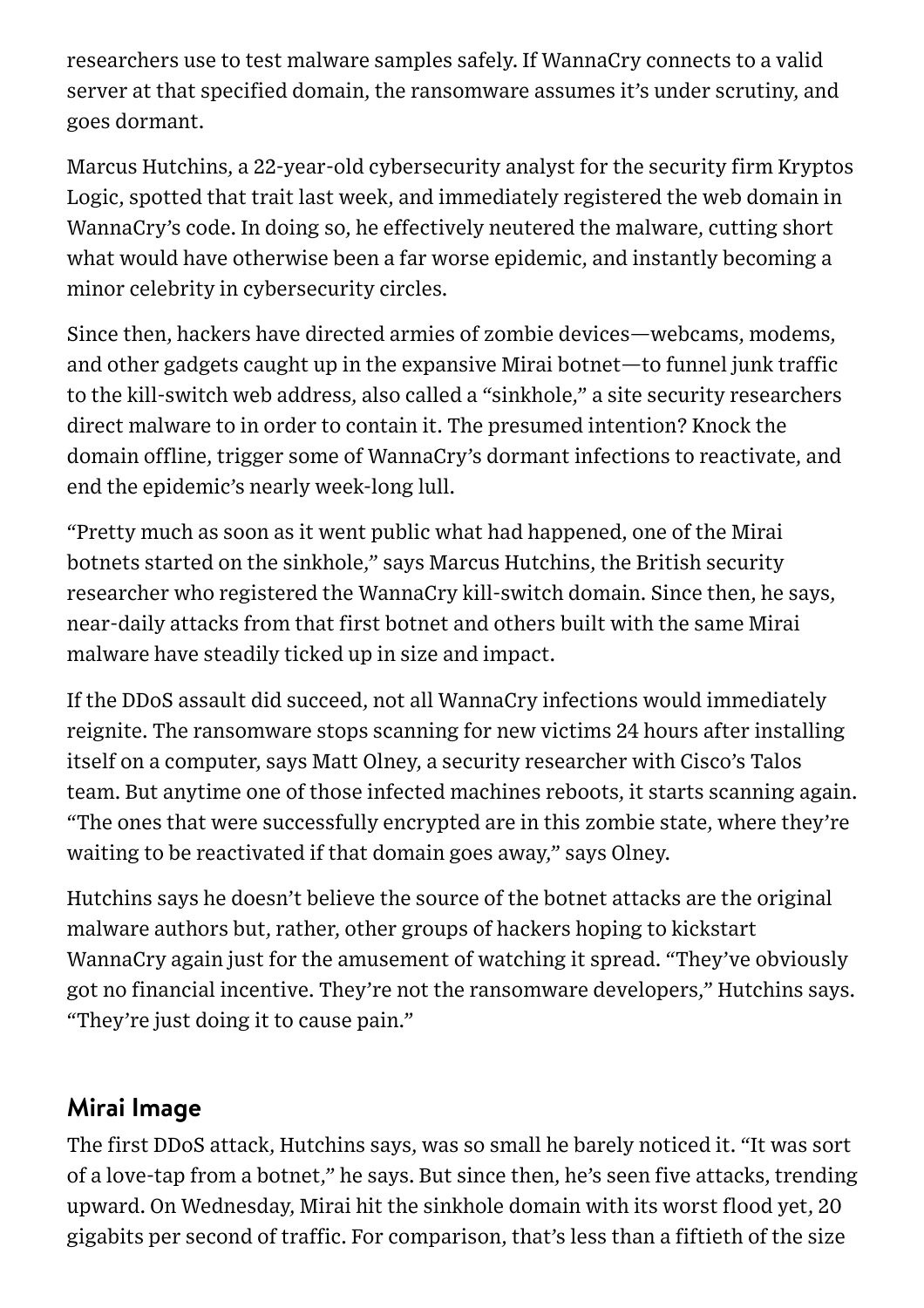researchers use to test malware samples safely. If WannaCry connects to a valid server at that specified domain, the ransomware assumes it's under scrutiny, and goes dormant.

Marcus Hutchins, a 22-year-old cybersecurity analyst for the security firm Kryptos Logic, spotted that trait last week, and immediately registered the web domain in WannaCry's code. In doing so, he effectively neutered the malware, cutting short what would have otherwise been a far worse epidemic, and instantly becoming a minor celebrity in cybersecurity circles.

Since then, hackers have directed armies of zombie devices—webcams, modems, and other gadgets caught up in the expansive Mirai botnet—to funnel junk traffic to the kill-switch web address, also called a "sinkhole," a site security researchers direct malware to in order to contain it. The presumed intention? Knock the domain offline, trigger some of WannaCry's dormant infections to reactivate, and end the epidemic's nearly week-long lull.

"Pretty much as soon as it went public what had happened, one of the Mirai botnets started on the sinkhole," says Marcus Hutchins, the British security researcher who registered the WannaCry kill-switch domain. Since then, he says, near-daily attacks from that first botnet and others built with the same Mirai malware have steadily ticked up in size and impact.

If the DDoS assault did succeed, not all WannaCry infections would immediately reignite. The ransomware stops scanning for new victims 24 hours after installing itself on a computer, says Matt Olney, a security researcher with Cisco's Talos team. But anytime one of those infected machines reboots, it starts scanning again. "The ones that were successfully encrypted are in this zombie state, where they're waiting to be reactivated if that domain goes away," says Olney.

Hutchins says he doesn't believe the source of the botnet attacks are the original malware authors but, rather, other groups of hackers hoping to kickstart WannaCry again just for the amusement of watching it spread. "They've obviously got no financial incentive. They're not the ransomware developers," Hutchins says. "They're just doing it to cause pain."

## Mirai Image

The first DDoS attack, Hutchins says, was so small he barely noticed it. "It was sort of a love-tap from a botnet," he says. But since then, he's seen five attacks, trending upward. On Wednesday, Mirai hit the sinkhole domain with its worst flood yet, 20 gigabits per second of traffic. For comparison, that's less than a fiftieth of the size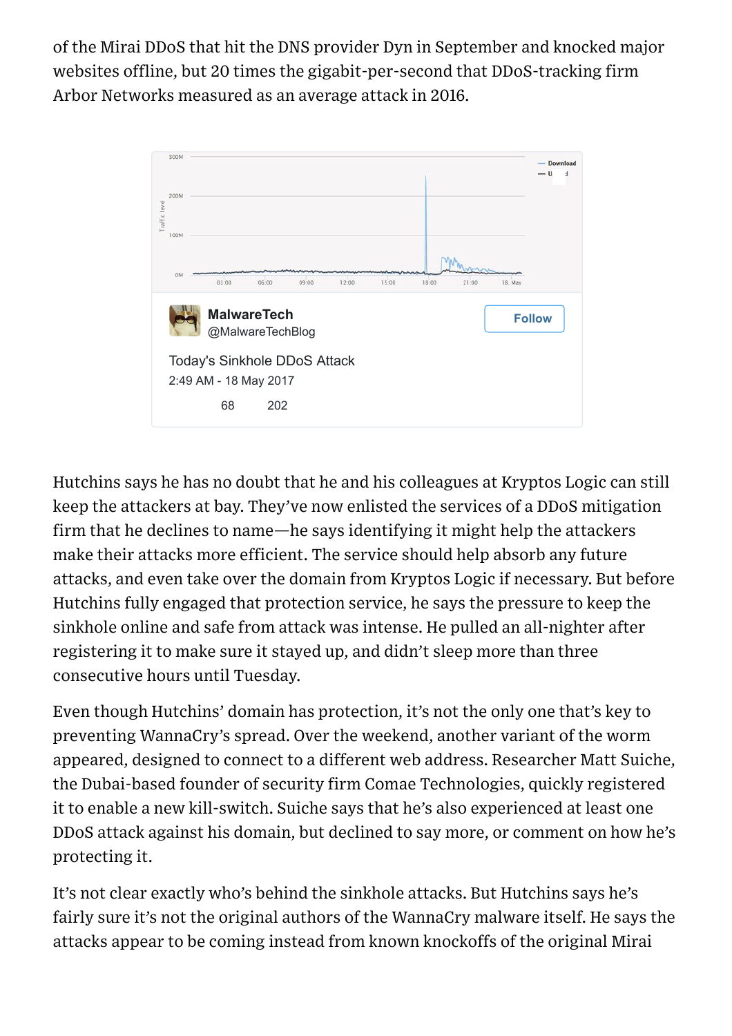of the Mirai DDoS that hit the DNS provider Dyn in September and knocked major websites offline, but 20 times the gigabit-per-second that DDoS-tracking firm Arbor Networks measured as an average attack in 2016.

MalwareTech
@MalwareTechBlog

Follow

Today's Sinkhole DDoS Attack
2:49 AM - 18 May 2017

68 202

Hutchins says he has no doubt that he and his colleagues at Kryptos Logic can still keep the attackers at bay. They've now enlisted the services of a DDoS mitigation firm that he declines to name—he says identifying it might help the attackers make their attacks more efficient. The service should help absorb any future attacks, and even take over the domain from Kryptos Logic if necessary. But before Hutchins fully engaged that protection service, he says the pressure to keep the sinkhole online and safe from attack was intense. He pulled an all-nighter after registering it to make sure it stayed up, and didn't sleep more than three consecutive hours until Tuesday.

Even though Hutchins' domain has protection, it's not the only one that's key to preventing WannaCry's spread. Over the weekend, another variant of the worm appeared, designed to connect to a different web address. Researcher Matt Suiche, the Dubai-based founder of security firm Comae Technologies, quickly registered it to enable a new kill-switch. Suiche says that he's also experienced at least one DDoS attack against his domain, but declined to say more, or comment on how he's protecting it.

It's not clear exactly who's behind the sinkhole attacks. But Hutchins says he's fairly sure it's not the original authors of the WannaCry malware itself. He says the attacks appear to be coming instead from known knockoffs of the original Mirai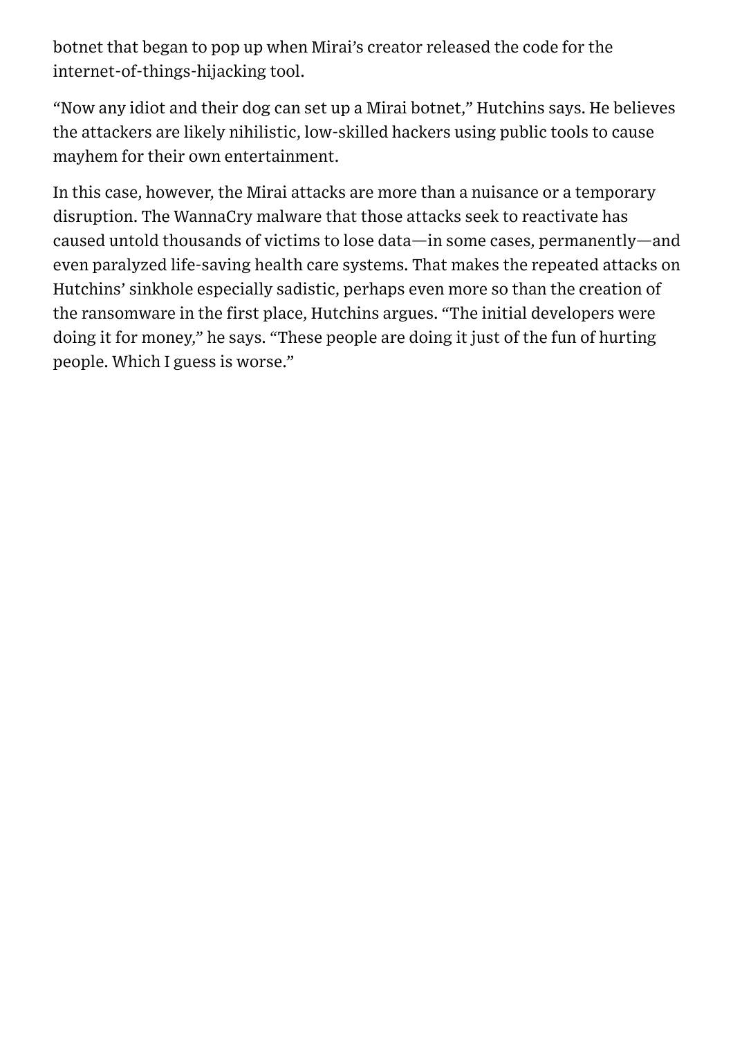botnet that began to pop up when Mirai's creator released the code for the internet-of-things-hijacking tool.

"Now any idiot and their dog can set up a Mirai botnet," Hutchins says. He believes the attackers are likely nihilistic, low-skilled hackers using public tools to cause mayhem for their own entertainment.

In this case, however, the Mirai attacks are more than a nuisance or a temporary disruption. The WannaCry malware that those attacks seek to reactivate has caused untold thousands of victims to lose data—in some cases, permanently—and even paralyzed life-saving health care systems. That makes the repeated attacks on Hutchins' sinkhole especially sadistic, perhaps even more so than the creation of the ransomware in the first place, Hutchins argues. "The initial developers were doing it for money," he says. "These people are doing it just of the fun of hurting people. Which I guess is worse."